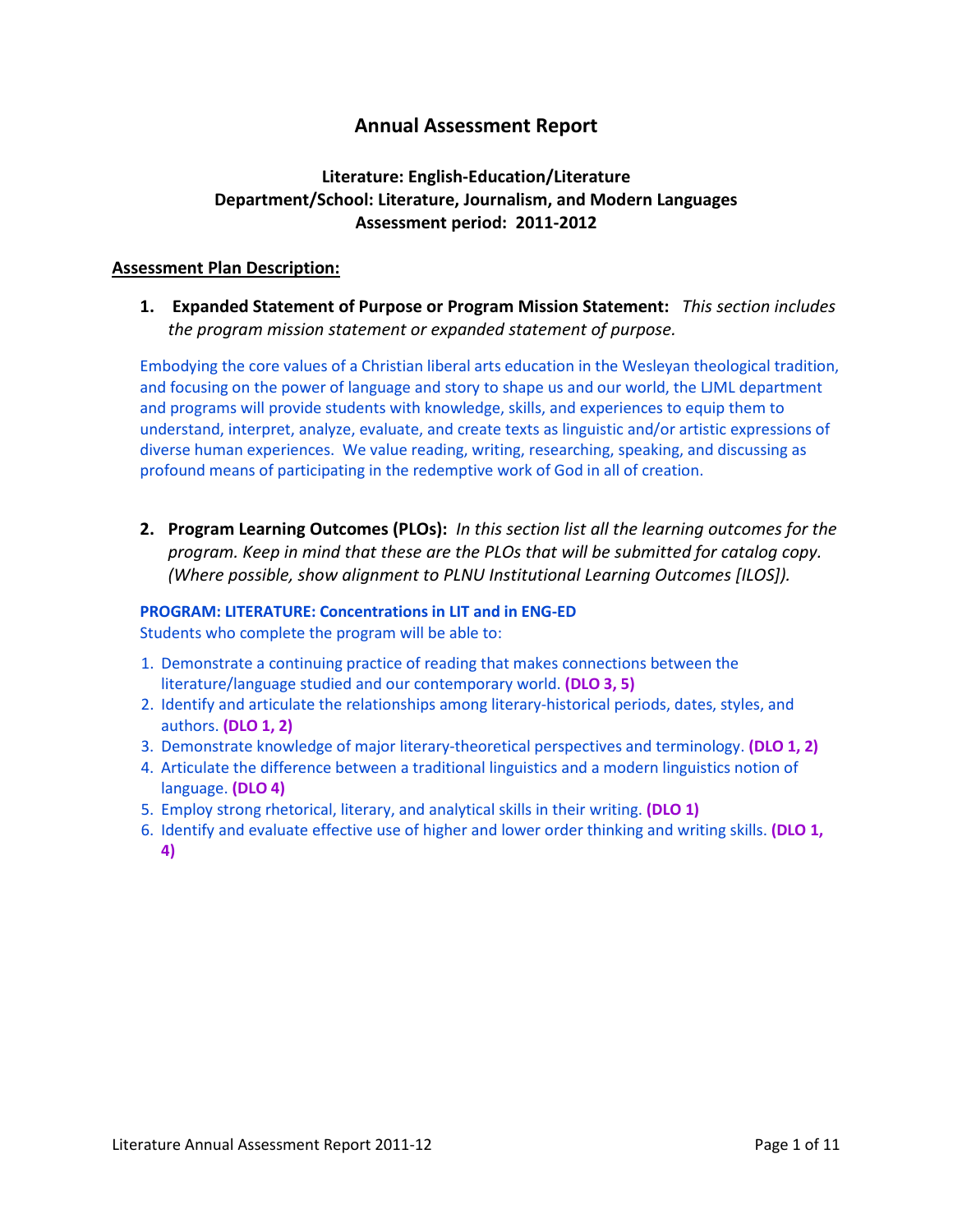# Annual Assessment Report

## Literature: English-Education/Literature
## Department/School: Literature, Journalism, and Modern Languages
## Assessment period: 2011-2012

**Assessment Plan Description:**

1. **Expanded Statement of Purpose or Program Mission Statement:** *This section includes the program mission statement or expanded statement of purpose.*

Embodying the core values of a Christian liberal arts education in the Wesleyan theological tradition, and focusing on the power of language and story to shape us and our world, the LJML department and programs will provide students with knowledge, skills, and experiences to equip them to understand, interpret, analyze, evaluate, and create texts as linguistic and/or artistic expressions of diverse human experiences. We value reading, writing, researching, speaking, and discussing as profound means of participating in the redemptive work of God in all of creation.

2. **Program Learning Outcomes (PLOs):** *In this section list all the learning outcomes for the program. Keep in mind that these are the PLOs that will be submitted for catalog copy. (Where possible, show alignment to PLNU Institutional Learning Outcomes [ILOS]).*

**PROGRAM: LITERATURE: Concentrations in LIT and in ENG-ED**

Students who complete the program will be able to:

1. Demonstrate a continuing practice of reading that makes connections between the literature/language studied and our contemporary world. **(DLO 3, 5)**
2. Identify and articulate the relationships among literary-historical periods, dates, styles, and authors. **(DLO 1, 2)**
3. Demonstrate knowledge of major literary-theoretical perspectives and terminology. **(DLO 1, 2)**
4. Articulate the difference between a traditional linguistics and a modern linguistics notion of language. **(DLO 4)**
5. Employ strong rhetorical, literary, and analytical skills in their writing. **(DLO 1)**
6. Identify and evaluate effective use of higher and lower order thinking and writing skills. **(DLO 1, 4)**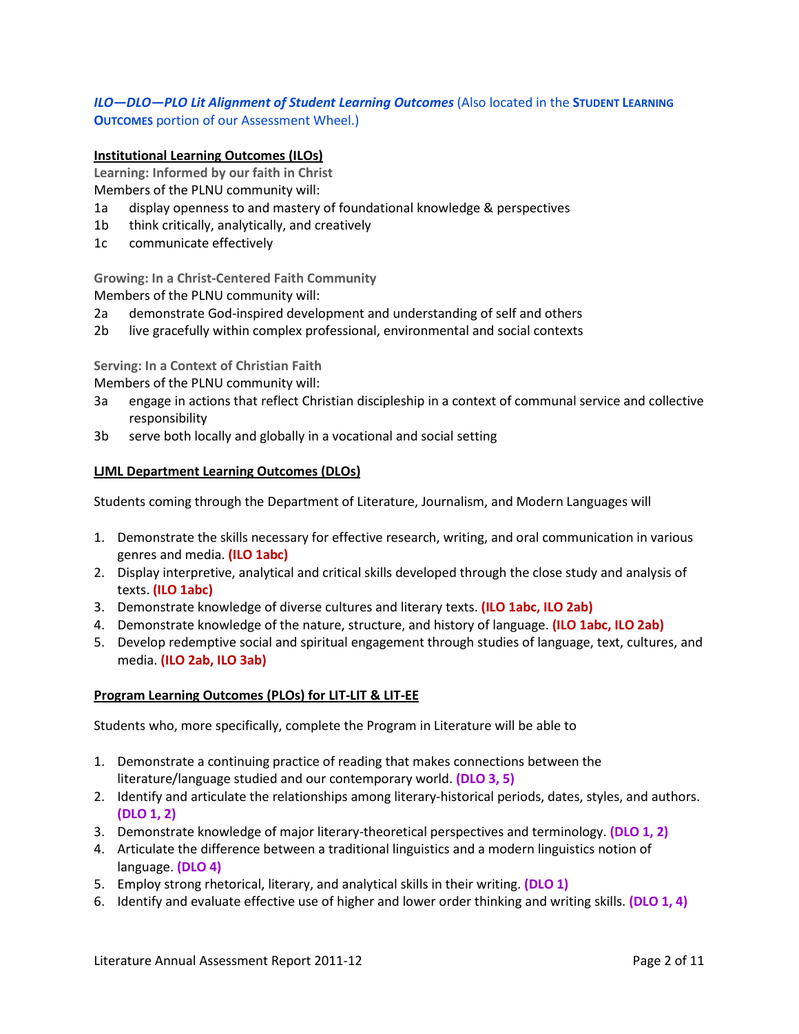***ILO—DLO—PLO Lit Alignment of Student Learning Outcomes*** (Also located in the **STUDENT LEARNING OUTCOMES** portion of our Assessment Wheel.)

**Institutional Learning Outcomes (ILOs)**

**Learning: Informed by our faith in Christ**

Members of the PLNU community will:

1a display openness to and mastery of foundational knowledge & perspectives
1b think critically, analytically, and creatively
1c communicate effectively

**Growing: In a Christ-Centered Faith Community**

Members of the PLNU community will:

2a demonstrate God-inspired development and understanding of self and others
2b live gracefully within complex professional, environmental and social contexts

**Serving: In a Context of Christian Faith**

Members of the PLNU community will:

3a engage in actions that reflect Christian discipleship in a context of communal service and collective responsibility
3b serve both locally and globally in a vocational and social setting

**LJML Department Learning Outcomes (DLOs)**

Students coming through the Department of Literature, Journalism, and Modern Languages will

1. Demonstrate the skills necessary for effective research, writing, and oral communication in various genres and media. **(ILO 1abc)**
2. Display interpretive, analytical and critical skills developed through the close study and analysis of texts. **(ILO 1abc)**
3. Demonstrate knowledge of diverse cultures and literary texts. **(ILO 1abc, ILO 2ab)**
4. Demonstrate knowledge of the nature, structure, and history of language. **(ILO 1abc, ILO 2ab)**
5. Develop redemptive social and spiritual engagement through studies of language, text, cultures, and media. **(ILO 2ab, ILO 3ab)**

**Program Learning Outcomes (PLOs) for LIT-LIT & LIT-EE**

Students who, more specifically, complete the Program in Literature will be able to

1. Demonstrate a continuing practice of reading that makes connections between the literature/language studied and our contemporary world. **(DLO 3, 5)**
2. Identify and articulate the relationships among literary-historical periods, dates, styles, and authors. **(DLO 1, 2)**
3. Demonstrate knowledge of major literary-theoretical perspectives and terminology. **(DLO 1, 2)**
4. Articulate the difference between a traditional linguistics and a modern linguistics notion of language. **(DLO 4)**
5. Employ strong rhetorical, literary, and analytical skills in their writing. **(DLO 1)**
6. Identify and evaluate effective use of higher and lower order thinking and writing skills. **(DLO 1, 4)**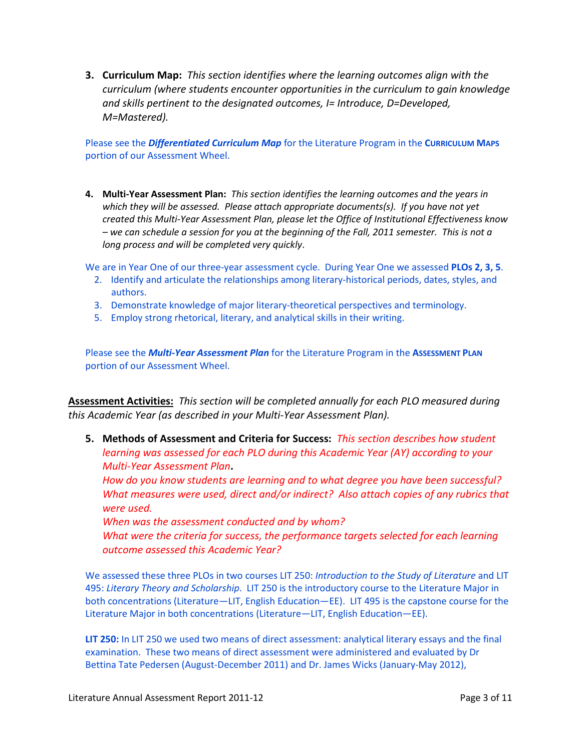3. **Curriculum Map:** *This section identifies where the learning outcomes align with the curriculum (where students encounter opportunities in the curriculum to gain knowledge and skills pertinent to the designated outcomes, I= Introduce, D=Developed, M=Mastered).*

Please see the ***Differentiated Curriculum Map*** for the Literature Program in the **CURRICULUM MAPS** portion of our Assessment Wheel.

4. **Multi-Year Assessment Plan:** *This section identifies the learning outcomes and the years in which they will be assessed. Please attach appropriate documents(s). If you have not yet created this Multi-Year Assessment Plan, please let the Office of Institutional Effectiveness know – we can schedule a session for you at the beginning of the Fall, 2011 semester. This is not a long process and will be completed very quickly.*

We are in Year One of our three-year assessment cycle. During Year One we assessed **PLOs 2, 3, 5**.

2. Identify and articulate the relationships among literary-historical periods, dates, styles, and authors.
3. Demonstrate knowledge of major literary-theoretical perspectives and terminology.
5. Employ strong rhetorical, literary, and analytical skills in their writing.

Please see the ***Multi-Year Assessment Plan*** for the Literature Program in the **ASSESSMENT PLAN** portion of our Assessment Wheel.

**Assessment Activities:** *This section will be completed annually for each PLO measured during this Academic Year (as described in your Multi-Year Assessment Plan).*

5. **Methods of Assessment and Criteria for Success:** *This section describes how student learning was assessed for each PLO during this Academic Year (AY) according to your Multi-Year Assessment Plan.*
   *How do you know students are learning and to what degree you have been successful? What measures were used, direct and/or indirect? Also attach copies of any rubrics that were used.*
   *When was the assessment conducted and by whom?*
   *What were the criteria for success, the performance targets selected for each learning outcome assessed this Academic Year?*

We assessed these three PLOs in two courses LIT 250: *Introduction to the Study of Literature* and LIT 495: *Literary Theory and Scholarship*. LIT 250 is the introductory course to the Literature Major in both concentrations (Literature—LIT, English Education—EE). LIT 495 is the capstone course for the Literature Major in both concentrations (Literature—LIT, English Education—EE).

**LIT 250:** In LIT 250 we used two means of direct assessment: analytical literary essays and the final examination. These two means of direct assessment were administered and evaluated by Dr Bettina Tate Pedersen (August-December 2011) and Dr. James Wicks (January-May 2012),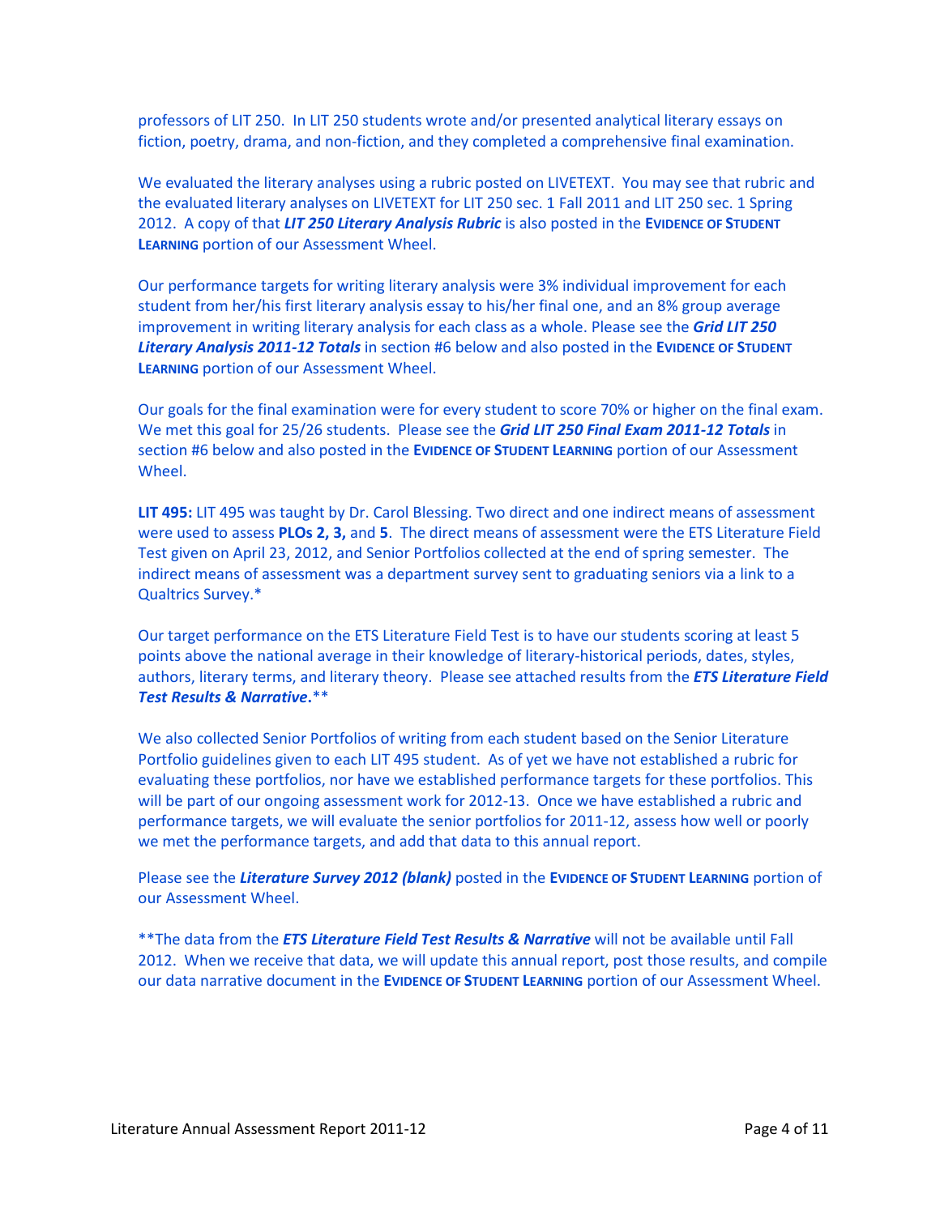professors of LIT 250. In LIT 250 students wrote and/or presented analytical literary essays on fiction, poetry, drama, and non-fiction, and they completed a comprehensive final examination.

We evaluated the literary analyses using a rubric posted on LIVETEXT. You may see that rubric and the evaluated literary analyses on LIVETEXT for LIT 250 sec. 1 Fall 2011 and LIT 250 sec. 1 Spring 2012. A copy of that ***LIT 250 Literary Analysis Rubric*** is also posted in the **EVIDENCE OF STUDENT LEARNING** portion of our Assessment Wheel.

Our performance targets for writing literary analysis were 3% individual improvement for each student from her/his first literary analysis essay to his/her final one, and an 8% group average improvement in writing literary analysis for each class as a whole. Please see the ***Grid LIT 250 Literary Analysis 2011-12 Totals*** in section #6 below and also posted in the **EVIDENCE OF STUDENT LEARNING** portion of our Assessment Wheel.

Our goals for the final examination were for every student to score 70% or higher on the final exam. We met this goal for 25/26 students. Please see the ***Grid LIT 250 Final Exam 2011-12 Totals*** in section #6 below and also posted in the **EVIDENCE OF STUDENT LEARNING** portion of our Assessment Wheel.

**LIT 495:** LIT 495 was taught by Dr. Carol Blessing. Two direct and one indirect means of assessment were used to assess **PLOs 2, 3,** and **5**. The direct means of assessment were the ETS Literature Field Test given on April 23, 2012, and Senior Portfolios collected at the end of spring semester. The indirect means of assessment was a department survey sent to graduating seniors via a link to a Qualtrics Survey.*

Our target performance on the ETS Literature Field Test is to have our students scoring at least 5 points above the national average in their knowledge of literary-historical periods, dates, styles, authors, literary terms, and literary theory. Please see attached results from the ***ETS Literature Field Test Results & Narrative*.****

We also collected Senior Portfolios of writing from each student based on the Senior Literature Portfolio guidelines given to each LIT 495 student. As of yet we have not established a rubric for evaluating these portfolios, nor have we established performance targets for these portfolios. This will be part of our ongoing assessment work for 2012-13. Once we have established a rubric and performance targets, we will evaluate the senior portfolios for 2011-12, assess how well or poorly we met the performance targets, and add that data to this annual report.

Please see the ***Literature Survey 2012 (blank)*** posted in the **EVIDENCE OF STUDENT LEARNING** portion of our Assessment Wheel.

**The data from the ***ETS Literature Field Test Results & Narrative*** will not be available until Fall 2012. When we receive that data, we will update this annual report, post those results, and compile our data narrative document in the **EVIDENCE OF STUDENT LEARNING** portion of our Assessment Wheel.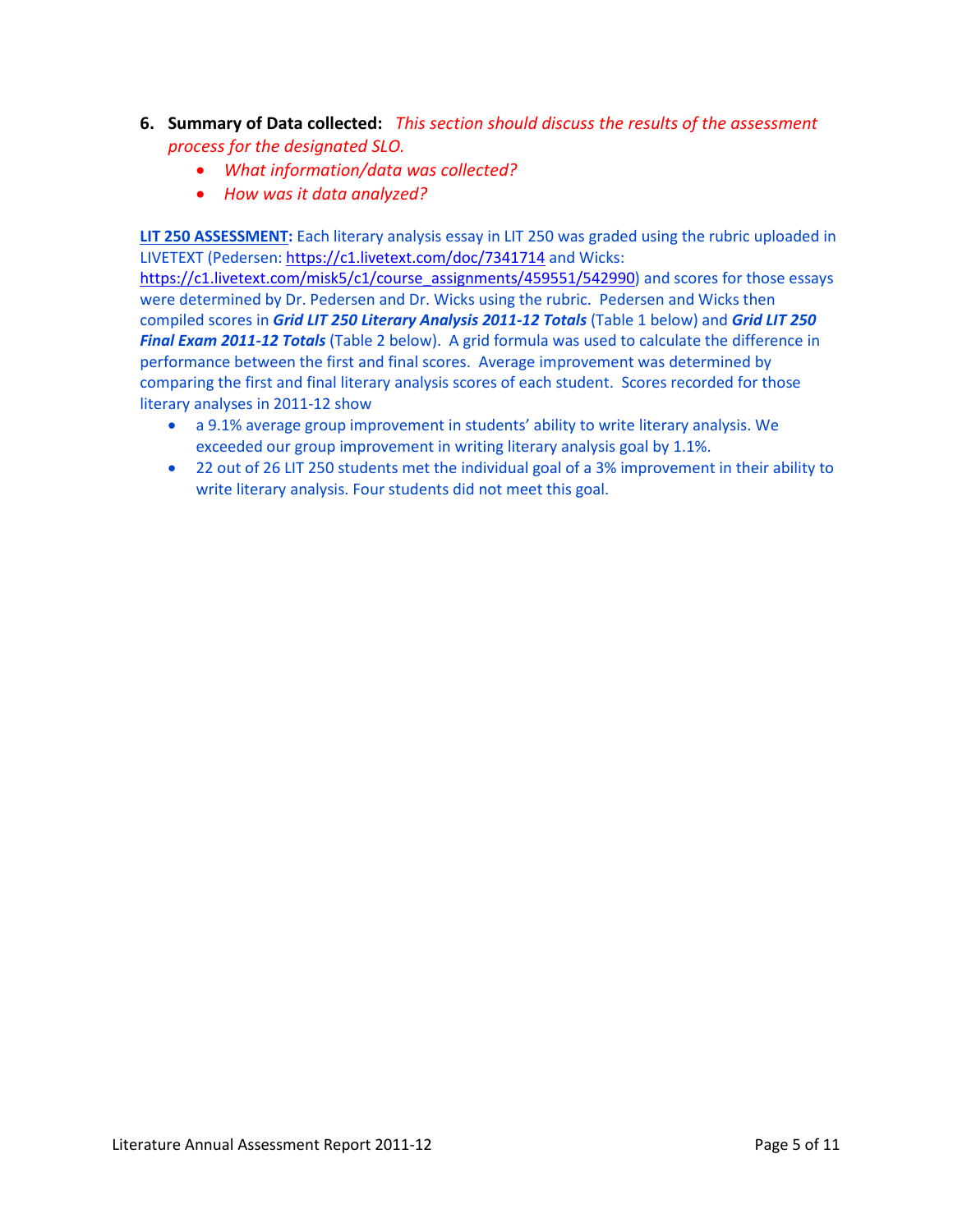6. **Summary of Data collected:** *This section should discuss the results of the assessment process for the designated SLO.*
    - *What information/data was collected?*
    - *How was it data analyzed?*

**LIT 250 ASSESSMENT:** Each literary analysis essay in LIT 250 was graded using the rubric uploaded in LIVETEXT (Pedersen: https://c1.livetext.com/doc/7341714 and Wicks: https://c1.livetext.com/misk5/c1/course_assignments/459551/542990) and scores for those essays were determined by Dr. Pedersen and Dr. Wicks using the rubric. Pedersen and Wicks then compiled scores in ***Grid LIT 250 Literary Analysis 2011-12 Totals*** (Table 1 below) and ***Grid LIT 250 Final Exam 2011-12 Totals*** (Table 2 below). A grid formula was used to calculate the difference in performance between the first and final scores. Average improvement was determined by comparing the first and final literary analysis scores of each student. Scores recorded for those literary analyses in 2011-12 show

- a 9.1% average group improvement in students' ability to write literary analysis. We exceeded our group improvement in writing literary analysis goal by 1.1%.
- 22 out of 26 LIT 250 students met the individual goal of a 3% improvement in their ability to write literary analysis. Four students did not meet this goal.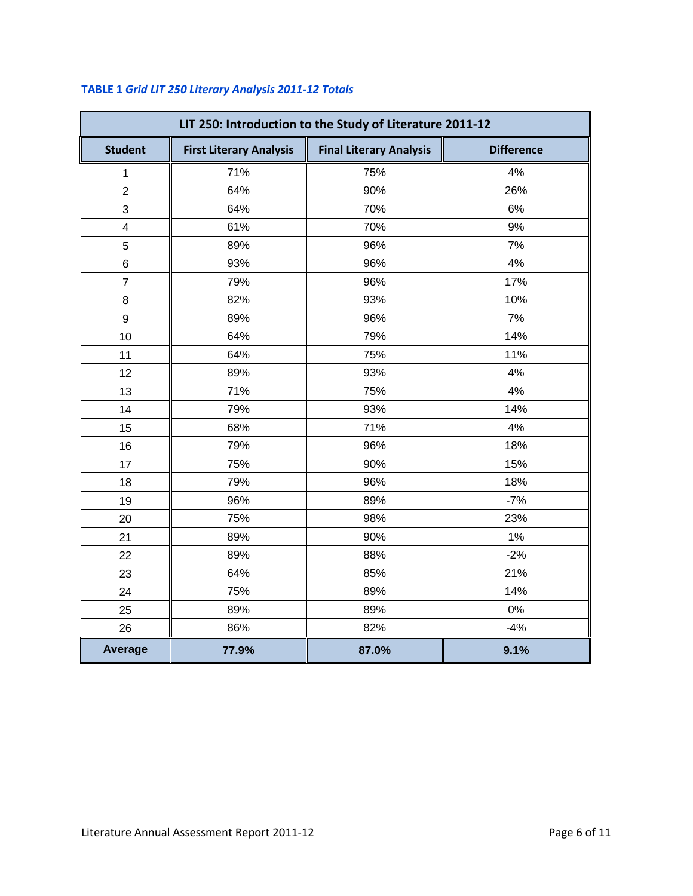**TABLE 1** ***Grid LIT 250 Literary Analysis 2011-12 Totals***

| LIT 250: Introduction to the Study of Literature 2011-12 | | | |
|---|---|---|---|
| **Student** | **First Literary Analysis** | **Final Literary Analysis** | **Difference** |
| 1 | 71% | 75% | 4% |
| 2 | 64% | 90% | 26% |
| 3 | 64% | 70% | 6% |
| 4 | 61% | 70% | 9% |
| 5 | 89% | 96% | 7% |
| 6 | 93% | 96% | 4% |
| 7 | 79% | 96% | 17% |
| 8 | 82% | 93% | 10% |
| 9 | 89% | 96% | 7% |
| 10 | 64% | 79% | 14% |
| 11 | 64% | 75% | 11% |
| 12 | 89% | 93% | 4% |
| 13 | 71% | 75% | 4% |
| 14 | 79% | 93% | 14% |
| 15 | 68% | 71% | 4% |
| 16 | 79% | 96% | 18% |
| 17 | 75% | 90% | 15% |
| 18 | 79% | 96% | 18% |
| 19 | 96% | 89% | -7% |
| 20 | 75% | 98% | 23% |
| 21 | 89% | 90% | 1% |
| 22 | 89% | 88% | -2% |
| 23 | 64% | 85% | 21% |
| 24 | 75% | 89% | 14% |
| 25 | 89% | 89% | 0% |
| 26 | 86% | 82% | -4% |
| **Average** | **77.9%** | **87.0%** | **9.1%** |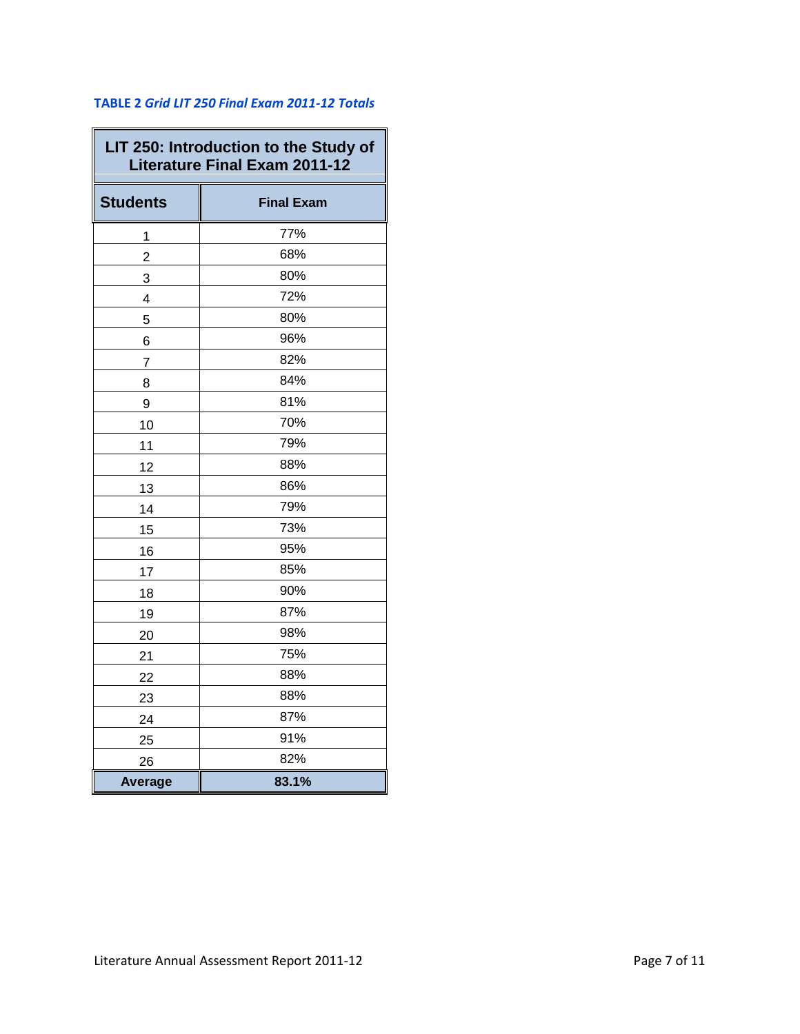**TABLE 2** ***Grid LIT 250 Final Exam 2011-12 Totals***

| LIT 250: Introduction to the Study of Literature Final Exam 2011-12 | |
|---|---|
| **Students** | **Final Exam** |
| 1 | 77% |
| 2 | 68% |
| 3 | 80% |
| 4 | 72% |
| 5 | 80% |
| 6 | 96% |
| 7 | 82% |
| 8 | 84% |
| 9 | 81% |
| 10 | 70% |
| 11 | 79% |
| 12 | 88% |
| 13 | 86% |
| 14 | 79% |
| 15 | 73% |
| 16 | 95% |
| 17 | 85% |
| 18 | 90% |
| 19 | 87% |
| 20 | 98% |
| 21 | 75% |
| 22 | 88% |
| 23 | 88% |
| 24 | 87% |
| 25 | 91% |
| 26 | 82% |
| **Average** | **83.1%** |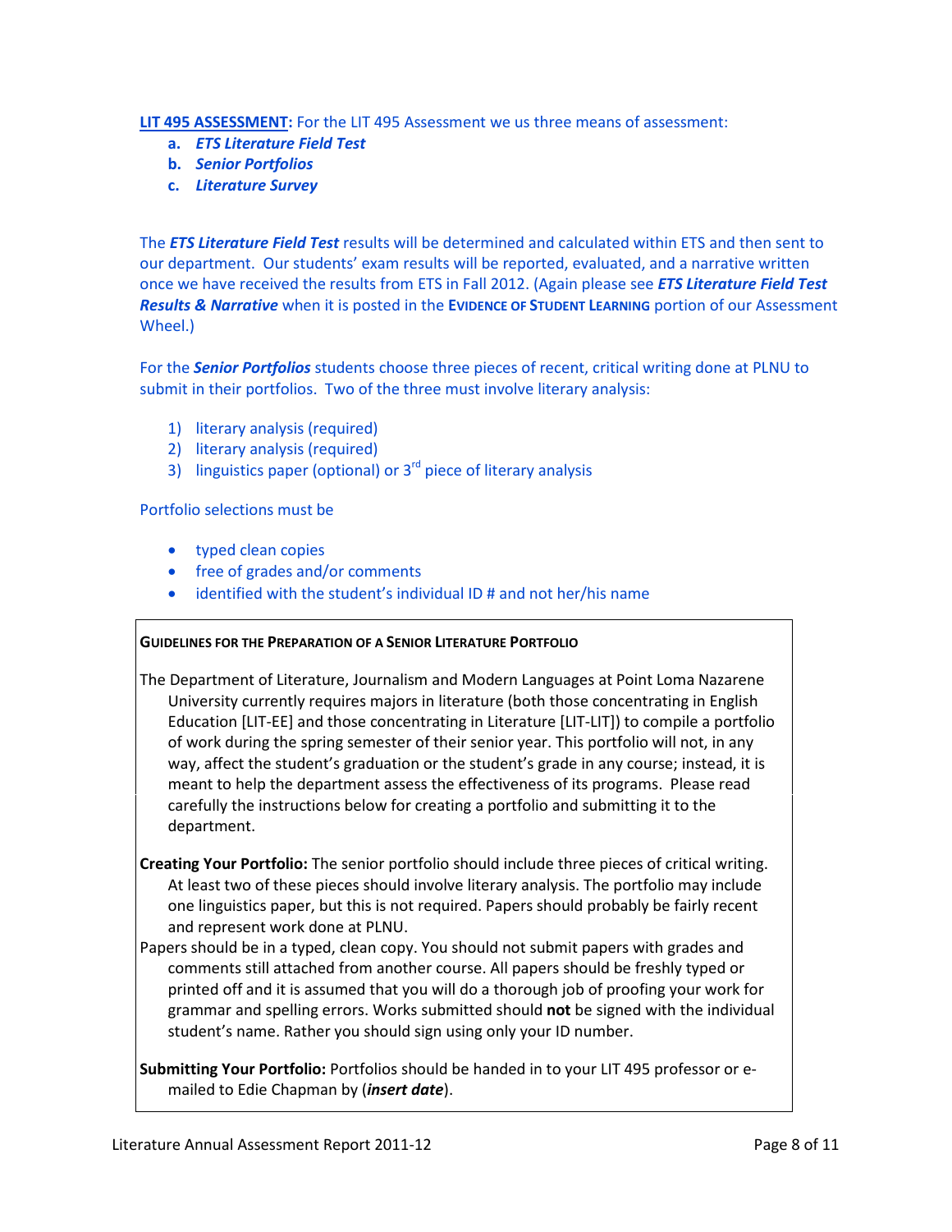**LIT 495 ASSESSMENT:** For the LIT 495 Assessment we us three means of assessment:

a. ***ETS Literature Field Test***
b. ***Senior Portfolios***
c. ***Literature Survey***

The ***ETS Literature Field Test*** results will be determined and calculated within ETS and then sent to our department. Our students' exam results will be reported, evaluated, and a narrative written once we have received the results from ETS in Fall 2012. (Again please see ***ETS Literature Field Test Results & Narrative*** when it is posted in the **EVIDENCE OF STUDENT LEARNING** portion of our Assessment Wheel.)

For the ***Senior Portfolios*** students choose three pieces of recent, critical writing done at PLNU to submit in their portfolios. Two of the three must involve literary analysis:

1) literary analysis (required)
2) literary analysis (required)
3) linguistics paper (optional) or 3rd piece of literary analysis

Portfolio selections must be

- typed clean copies
- free of grades and/or comments
- identified with the student's individual ID # and not her/his name

---

**GUIDELINES FOR THE PREPARATION OF A SENIOR LITERATURE PORTFOLIO**

The Department of Literature, Journalism and Modern Languages at Point Loma Nazarene University currently requires majors in literature (both those concentrating in English Education [LIT-EE] and those concentrating in Literature [LIT-LIT]) to compile a portfolio of work during the spring semester of their senior year. This portfolio will not, in any way, affect the student's graduation or the student's grade in any course; instead, it is meant to help the department assess the effectiveness of its programs. Please read carefully the instructions below for creating a portfolio and submitting it to the department.

**Creating Your Portfolio:** The senior portfolio should include three pieces of critical writing. At least two of these pieces should involve literary analysis. The portfolio may include one linguistics paper, but this is not required. Papers should probably be fairly recent and represent work done at PLNU.

Papers should be in a typed, clean copy. You should not submit papers with grades and comments still attached from another course. All papers should be freshly typed or printed off and it is assumed that you will do a thorough job of proofing your work for grammar and spelling errors. Works submitted should **not** be signed with the individual student's name. Rather you should sign using only your ID number.

**Submitting Your Portfolio:** Portfolios should be handed in to your LIT 495 professor or e-mailed to Edie Chapman by (***insert date***).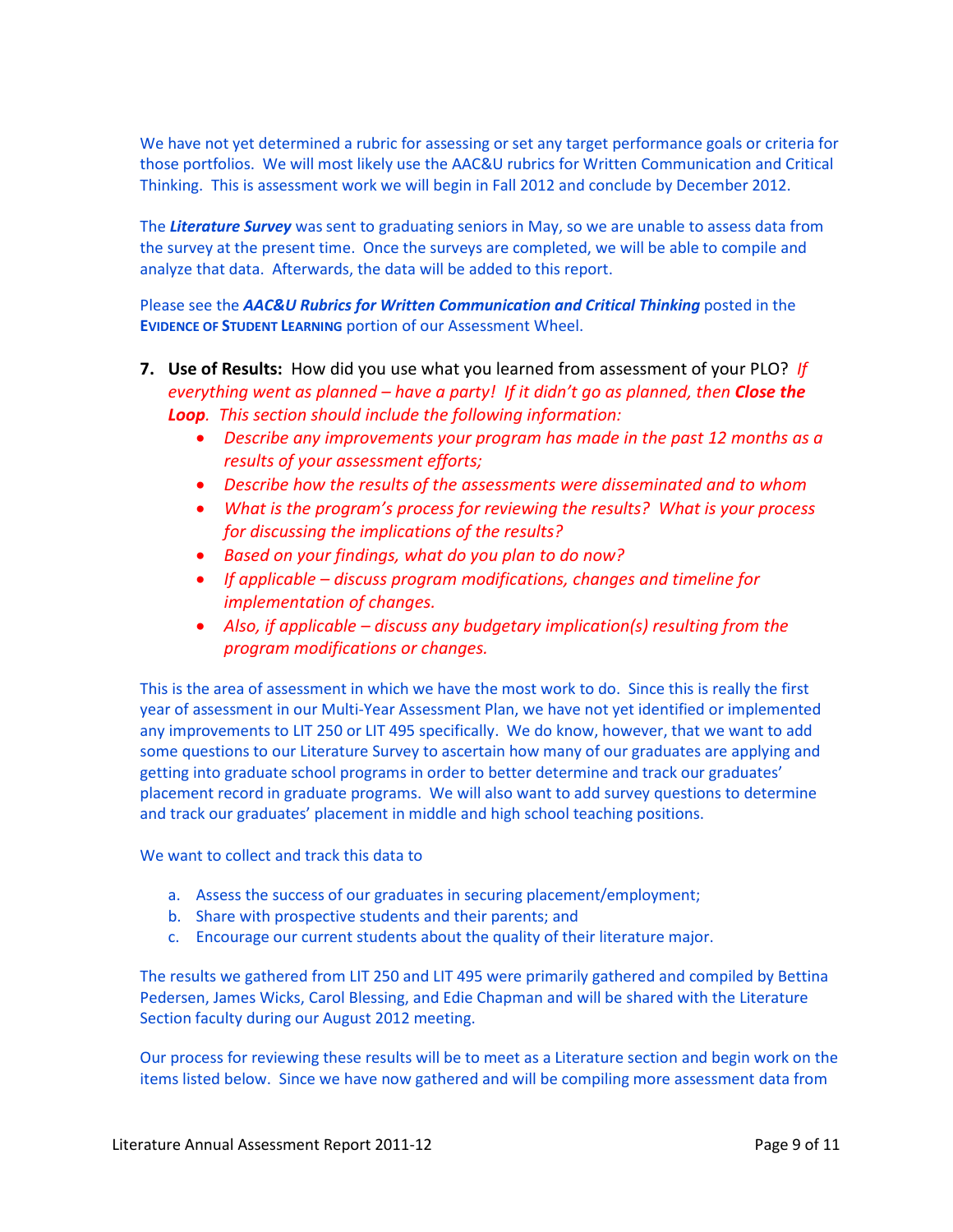We have not yet determined a rubric for assessing or set any target performance goals or criteria for those portfolios. We will most likely use the AAC&U rubrics for Written Communication and Critical Thinking. This is assessment work we will begin in Fall 2012 and conclude by December 2012.

The ***Literature Survey*** was sent to graduating seniors in May, so we are unable to assess data from the survey at the present time. Once the surveys are completed, we will be able to compile and analyze that data. Afterwards, the data will be added to this report.

Please see the ***AAC&U Rubrics for Written Communication and Critical Thinking*** posted in the **EVIDENCE OF STUDENT LEARNING** portion of our Assessment Wheel.

7. **Use of Results:** How did you use what you learned from assessment of your PLO? *If everything went as planned – have a party! If it didn't go as planned, then **Close the Loop**. This section should include the following information:*
   - *Describe any improvements your program has made in the past 12 months as a results of your assessment efforts;*
   - *Describe how the results of the assessments were disseminated and to whom*
   - *What is the program's process for reviewing the results? What is your process for discussing the implications of the results?*
   - *Based on your findings, what do you plan to do now?*
   - *If applicable – discuss program modifications, changes and timeline for implementation of changes.*
   - *Also, if applicable – discuss any budgetary implication(s) resulting from the program modifications or changes.*

This is the area of assessment in which we have the most work to do. Since this is really the first year of assessment in our Multi-Year Assessment Plan, we have not yet identified or implemented any improvements to LIT 250 or LIT 495 specifically. We do know, however, that we want to add some questions to our Literature Survey to ascertain how many of our graduates are applying and getting into graduate school programs in order to better determine and track our graduates' placement record in graduate programs. We will also want to add survey questions to determine and track our graduates' placement in middle and high school teaching positions.

We want to collect and track this data to

a. Assess the success of our graduates in securing placement/employment;
b. Share with prospective students and their parents; and
c. Encourage our current students about the quality of their literature major.

The results we gathered from LIT 250 and LIT 495 were primarily gathered and compiled by Bettina Pedersen, James Wicks, Carol Blessing, and Edie Chapman and will be shared with the Literature Section faculty during our August 2012 meeting.

Our process for reviewing these results will be to meet as a Literature section and begin work on the items listed below. Since we have now gathered and will be compiling more assessment data from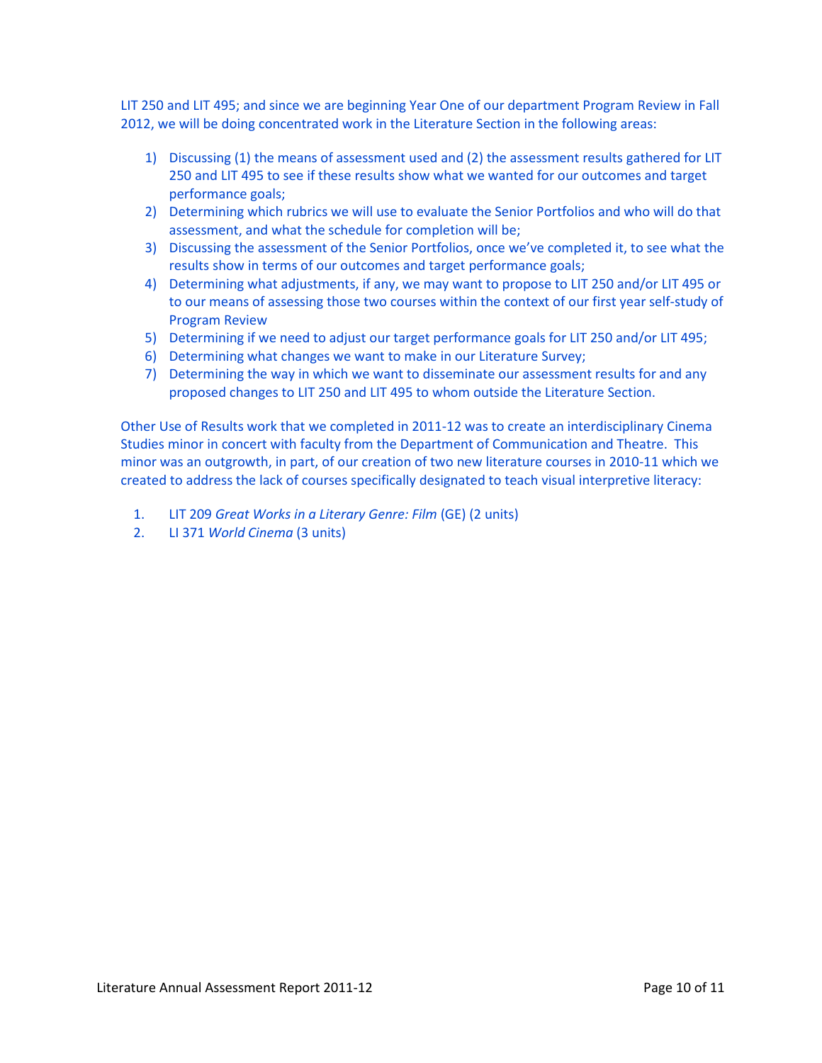LIT 250 and LIT 495; and since we are beginning Year One of our department Program Review in Fall 2012, we will be doing concentrated work in the Literature Section in the following areas:

1) Discussing (1) the means of assessment used and (2) the assessment results gathered for LIT 250 and LIT 495 to see if these results show what we wanted for our outcomes and target performance goals;
2) Determining which rubrics we will use to evaluate the Senior Portfolios and who will do that assessment, and what the schedule for completion will be;
3) Discussing the assessment of the Senior Portfolios, once we've completed it, to see what the results show in terms of our outcomes and target performance goals;
4) Determining what adjustments, if any, we may want to propose to LIT 250 and/or LIT 495 or to our means of assessing those two courses within the context of our first year self-study of Program Review
5) Determining if we need to adjust our target performance goals for LIT 250 and/or LIT 495;
6) Determining what changes we want to make in our Literature Survey;
7) Determining the way in which we want to disseminate our assessment results for and any proposed changes to LIT 250 and LIT 495 to whom outside the Literature Section.

Other Use of Results work that we completed in 2011-12 was to create an interdisciplinary Cinema Studies minor in concert with faculty from the Department of Communication and Theatre. This minor was an outgrowth, in part, of our creation of two new literature courses in 2010-11 which we created to address the lack of courses specifically designated to teach visual interpretive literacy:

1. LIT 209 *Great Works in a Literary Genre: Film* (GE) (2 units)
2. LI 371 *World Cinema* (3 units)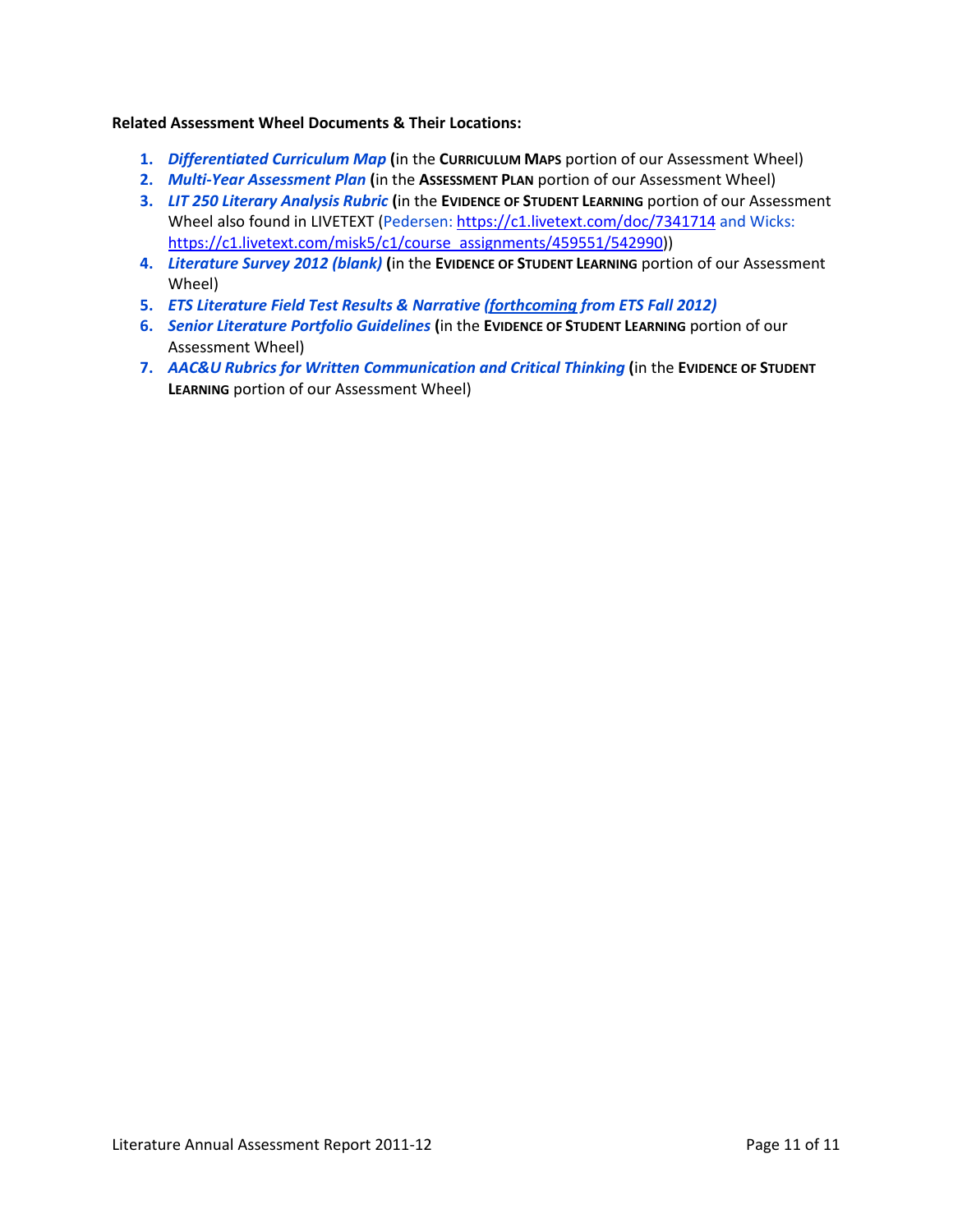**Related Assessment Wheel Documents & Their Locations:**

1. ***Differentiated Curriculum Map*** **(**in the **CURRICULUM MAPS** portion of our Assessment Wheel)
2. ***Multi-Year Assessment Plan*** **(**in the **ASSESSMENT PLAN** portion of our Assessment Wheel)
3. ***LIT 250 Literary Analysis Rubric*** **(**in the **EVIDENCE OF STUDENT LEARNING** portion of our Assessment Wheel also found in LIVETEXT (Pedersen: https://c1.livetext.com/doc/7341714 and Wicks: https://c1.livetext.com/misk5/c1/course_assignments/459551/542990))
4. ***Literature Survey 2012 (blank)*** **(**in the **EVIDENCE OF STUDENT LEARNING** portion of our Assessment Wheel)
5. ***ETS Literature Field Test Results & Narrative (forthcoming from ETS Fall 2012)***
6. ***Senior Literature Portfolio Guidelines*** **(**in the **EVIDENCE OF STUDENT LEARNING** portion of our Assessment Wheel)
7. ***AAC&U Rubrics for Written Communication and Critical Thinking*** **(**in the **EVIDENCE OF STUDENT LEARNING** portion of our Assessment Wheel)